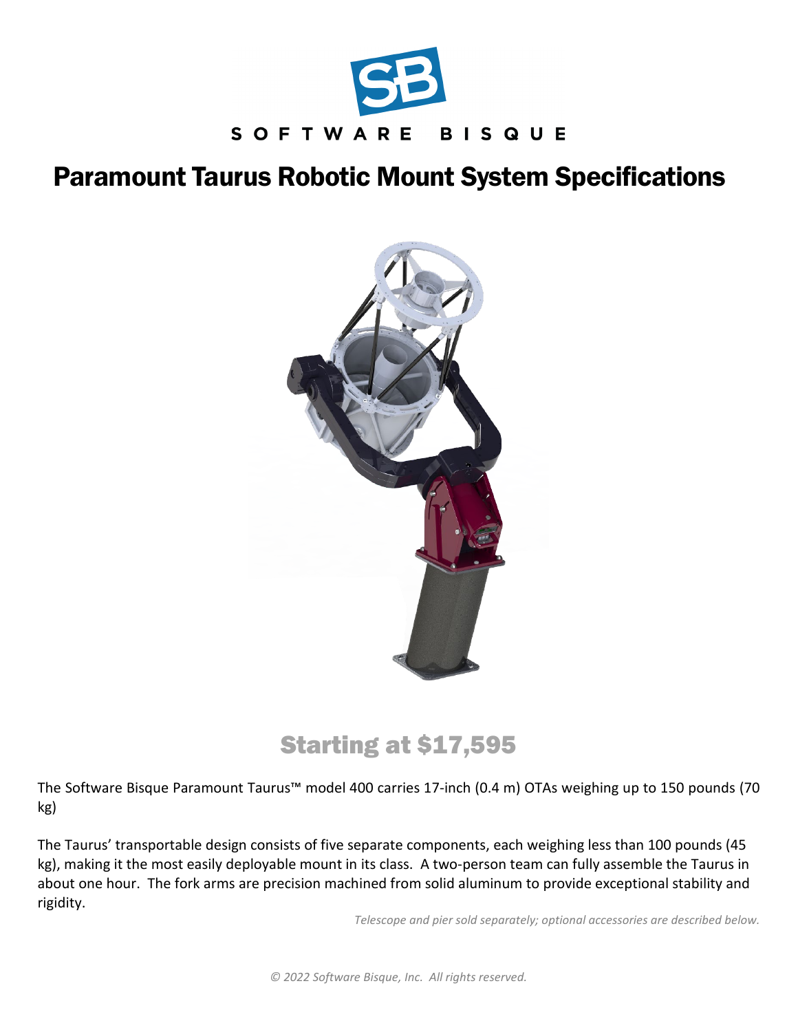SOFTWARE BISQUE

# Paramount Taurus Robotic Mount System Specifications

## Starting at $17,595

The Software Bisque Paramount Taurus™ model 400 carries 17-inch (0.4 m) OTAs weighing up to 150 pounds (70 kg)

The Taurus' transportable design consists of five separate components, each weighing less than 100 pounds (45 kg), making it the most easily deployable mount in its class. A two-person team can fully assemble the Taurus in about one hour. The fork arms are precision machined from solid aluminum to provide exceptional stability and rigidity.

*Telescope and pier sold separately; optional accessories are described below.*

*© 2022 Software Bisque, Inc. All rights reserved.*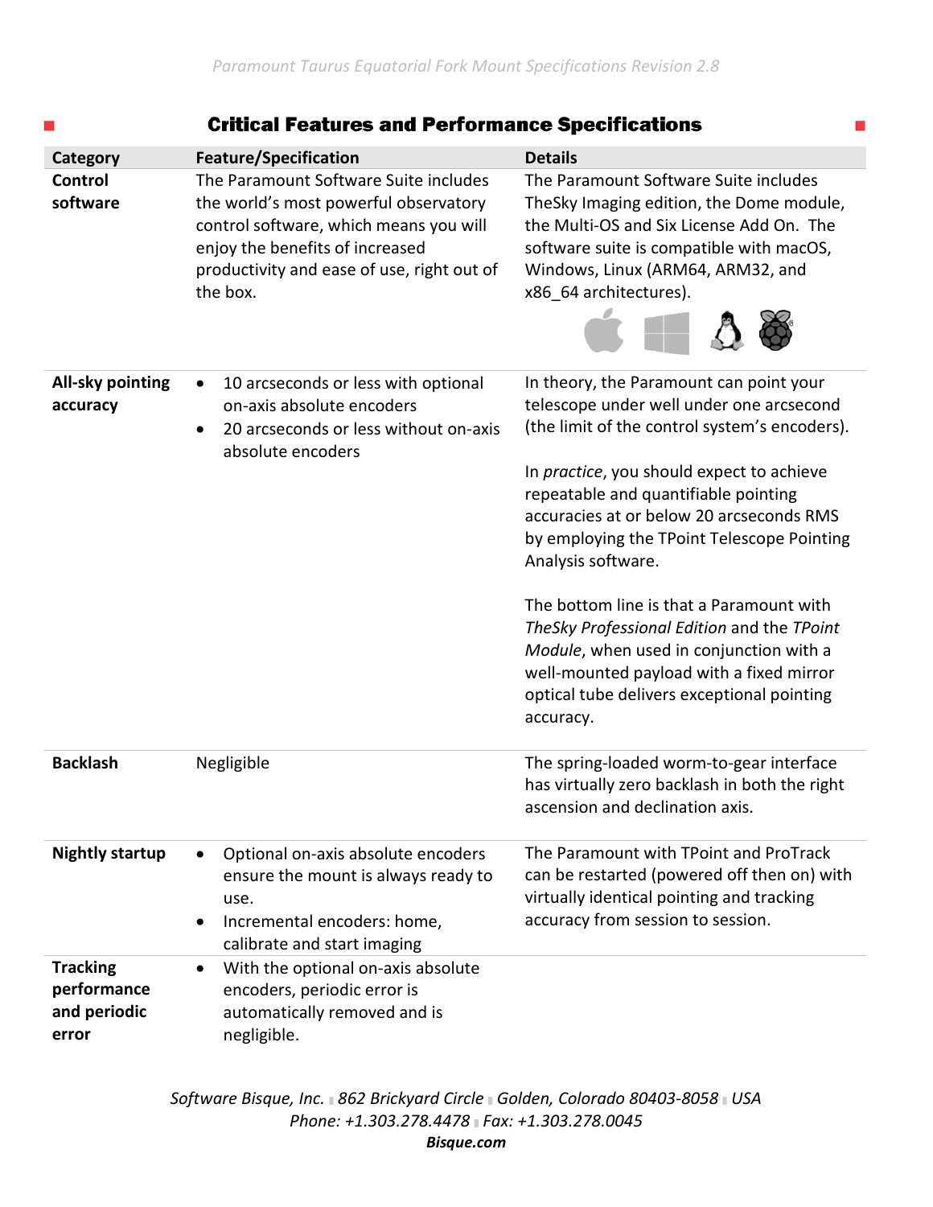## Critical Features and Performance Specifications

| Category | Feature/Specification | Details |
|---|---|---|
| **Control software** | The Paramount Software Suite includes the world's most powerful observatory control software, which means you will enjoy the benefits of increased productivity and ease of use, right out of the box. | The Paramount Software Suite includes TheSky Imaging edition, the Dome module, the Multi-OS and Six License Add On. The software suite is compatible with macOS, Windows, Linux (ARM64, ARM32, and x86_64 architectures). |
| **All-sky pointing accuracy** | • 10 arcseconds or less with optional on-axis absolute encoders<br>• 20 arcseconds or less without on-axis absolute encoders | In theory, the Paramount can point your telescope under well under one arcsecond (the limit of the control system's encoders).<br><br>In *practice*, you should expect to achieve repeatable and quantifiable pointing accuracies at or below 20 arcseconds RMS by employing the TPoint Telescope Pointing Analysis software.<br><br>The bottom line is that a Paramount with *TheSky Professional Edition* and the *TPoint Module*, when used in conjunction with a well-mounted payload with a fixed mirror optical tube delivers exceptional pointing accuracy. |
| **Backlash** | Negligible | The spring-loaded worm-to-gear interface has virtually zero backlash in both the right ascension and declination axis. |
| **Nightly startup** | • Optional on-axis absolute encoders ensure the mount is always ready to use.<br>• Incremental encoders: home, calibrate and start imaging | The Paramount with TPoint and ProTrack can be restarted (powered off then on) with virtually identical pointing and tracking accuracy from session to session. |
| **Tracking performance and periodic error** | • With the optional on-axis absolute encoders, periodic error is automatically removed and is negligible. | |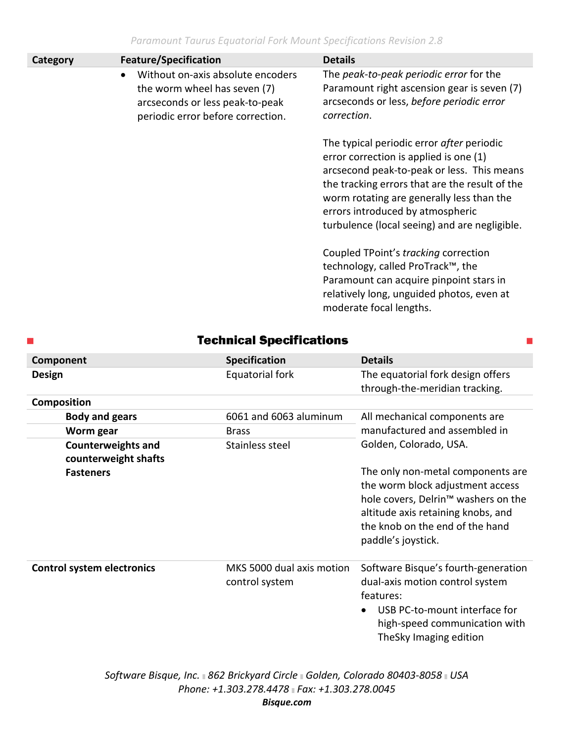| Category | Feature/Specification | Details |
|---|---|---|
| | • Without on-axis absolute encoders the worm wheel has seven (7) arcseconds or less peak-to-peak periodic error before correction. | The *peak-to-peak periodic error* for the Paramount right ascension gear is seven (7) arcseconds or less, *before periodic error correction*.<br><br>The typical periodic error *after* periodic error correction is applied is one (1) arcsecond peak-to-peak or less. This means the tracking errors that are the result of the worm rotating are generally less than the errors introduced by atmospheric turbulence (local seeing) and are negligible.<br><br>Coupled TPoint's *tracking* correction technology, called ProTrack™, the Paramount can acquire pinpoint stars in relatively long, unguided photos, even at moderate focal lengths. |

## Technical Specifications

| Component | Specification | Details |
|---|---|---|
| **Design** | Equatorial fork | The equatorial fork design offers through-the-meridian tracking. |
| **Composition** | | |
| **Body and gears** | 6061 and 6063 aluminum | All mechanical components are manufactured and assembled in Golden, Colorado, USA.<br><br>The only non-metal components are the worm block adjustment access hole covers, Delrin™ washers on the altitude axis retaining knobs, and the knob on the end of the hand paddle's joystick. |
| **Worm gear** | Brass | |
| **Counterweights and counterweight shafts** | Stainless steel | |
| **Fasteners** | | |
| **Control system electronics** | MKS 5000 dual axis motion control system | Software Bisque's fourth-generation dual-axis motion control system features:<br>• USB PC-to-mount interface for high-speed communication with TheSky Imaging edition |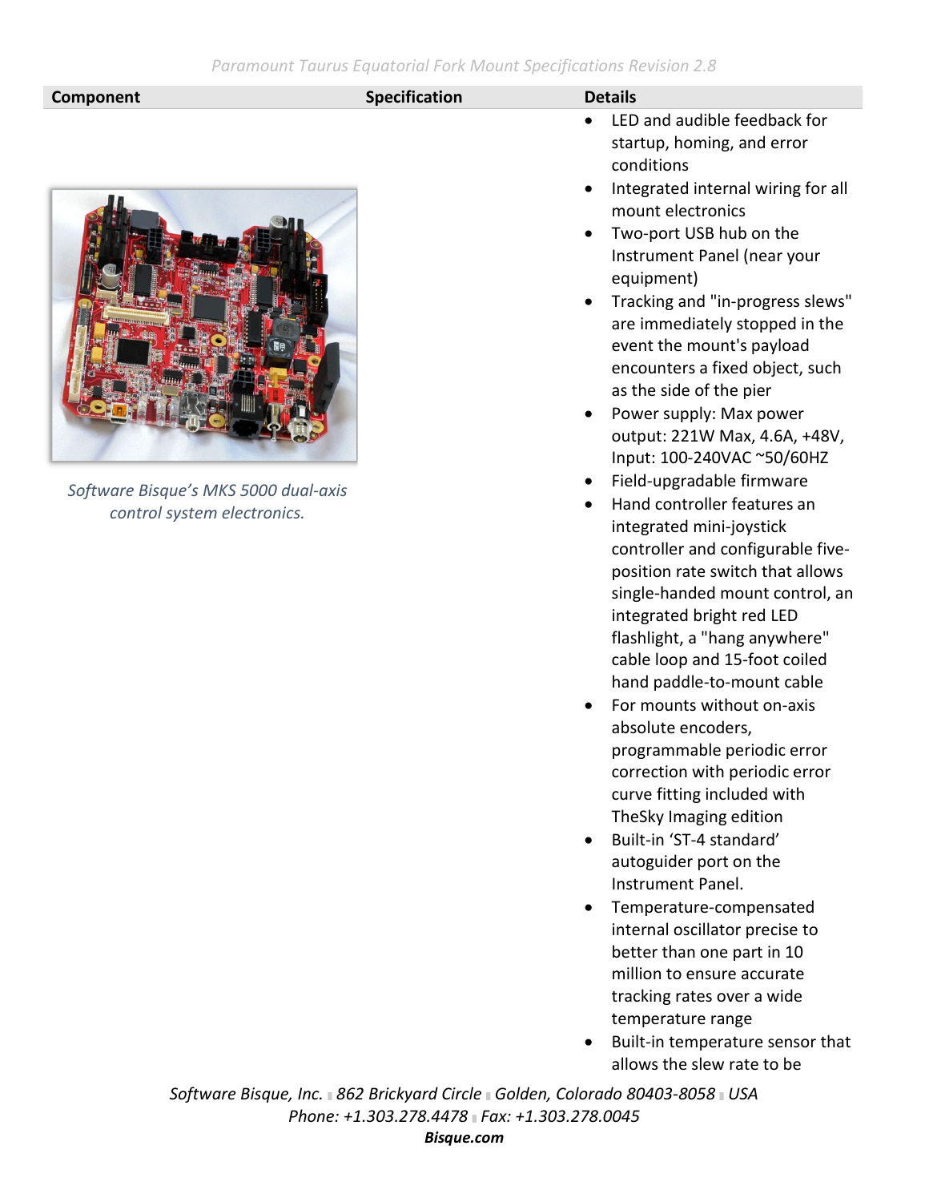| Component | Specification | Details |
|---|---|---|
| *Software Bisque's MKS 5000 dual-axis control system electronics.* | | • LED and audible feedback for startup, homing, and error conditions<br>• Integrated internal wiring for all mount electronics<br>• Two-port USB hub on the Instrument Panel (near your equipment)<br>• Tracking and "in-progress slews" are immediately stopped in the event the mount's payload encounters a fixed object, such as the side of the pier<br>• Power supply: Max power output: 221W Max, 4.6A, +48V, Input: 100-240VAC ~50/60HZ<br>• Field-upgradable firmware<br>• Hand controller features an integrated mini-joystick controller and configurable five-position rate switch that allows single-handed mount control, an integrated bright red LED flashlight, a "hang anywhere" cable loop and 15-foot coiled hand paddle-to-mount cable<br>• For mounts without on-axis absolute encoders, programmable periodic error correction with periodic error curve fitting included with TheSky Imaging edition<br>• Built-in 'ST-4 standard' autoguider port on the Instrument Panel.<br>• Temperature-compensated internal oscillator precise to better than one part in 10 million to ensure accurate tracking rates over a wide temperature range<br>• Built-in temperature sensor that allows the slew rate to be |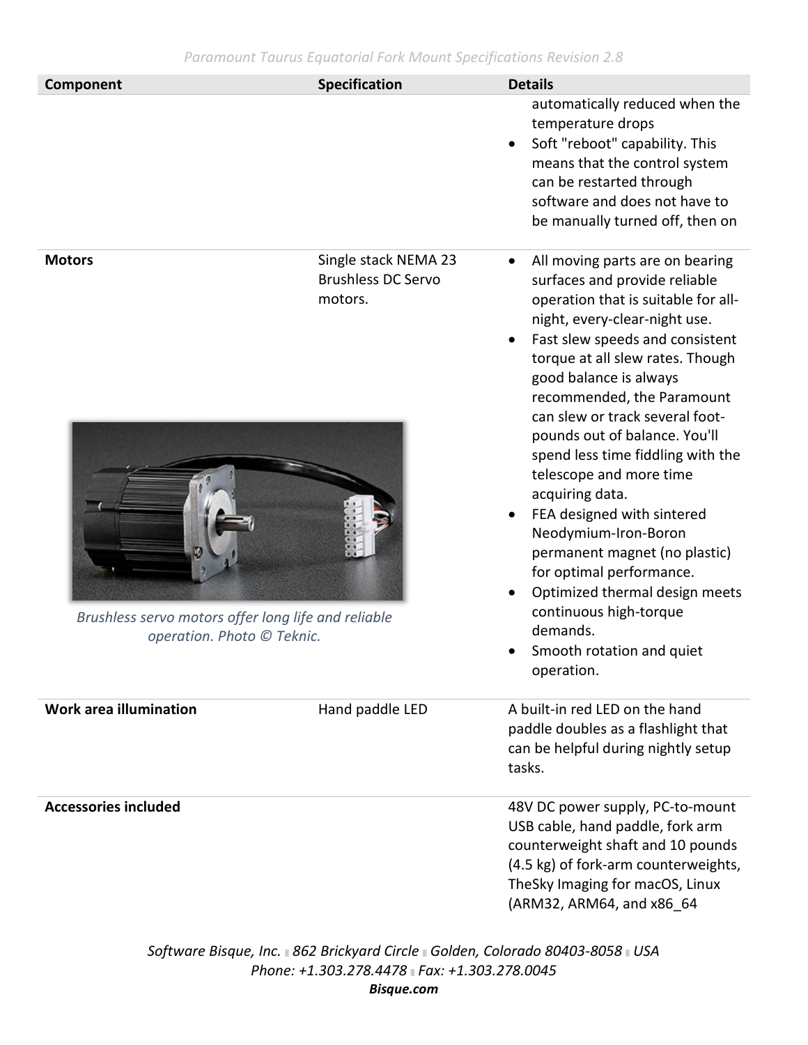| Component | Specification | Details |
|---|---|---|
| | | automatically reduced when the temperature drops<br>• Soft "reboot" capability. This means that the control system can be restarted through software and does not have to be manually turned off, then on |
| **Motors** | Single stack NEMA 23 Brushless DC Servo motors. | • All moving parts are on bearing surfaces and provide reliable operation that is suitable for all-night, every-clear-night use.<br>• Fast slew speeds and consistent torque at all slew rates. Though good balance is always recommended, the Paramount can slew or track several foot-pounds out of balance. You'll spend less time fiddling with the telescope and more time acquiring data.<br>• FEA designed with sintered Neodymium-Iron-Boron permanent magnet (no plastic) for optimal performance.<br>• Optimized thermal design meets continuous high-torque demands.<br>• Smooth rotation and quiet operation. |
| *Brushless servo motors offer long life and reliable operation. Photo © Teknic.* | | |
| **Work area illumination** | Hand paddle LED | A built-in red LED on the hand paddle doubles as a flashlight that can be helpful during nightly setup tasks. |
| **Accessories included** | | 48V DC power supply, PC-to-mount USB cable, hand paddle, fork arm counterweight shaft and 10 pounds (4.5 kg) of fork-arm counterweights, TheSky Imaging for macOS, Linux (ARM32, ARM64, and x86_64 |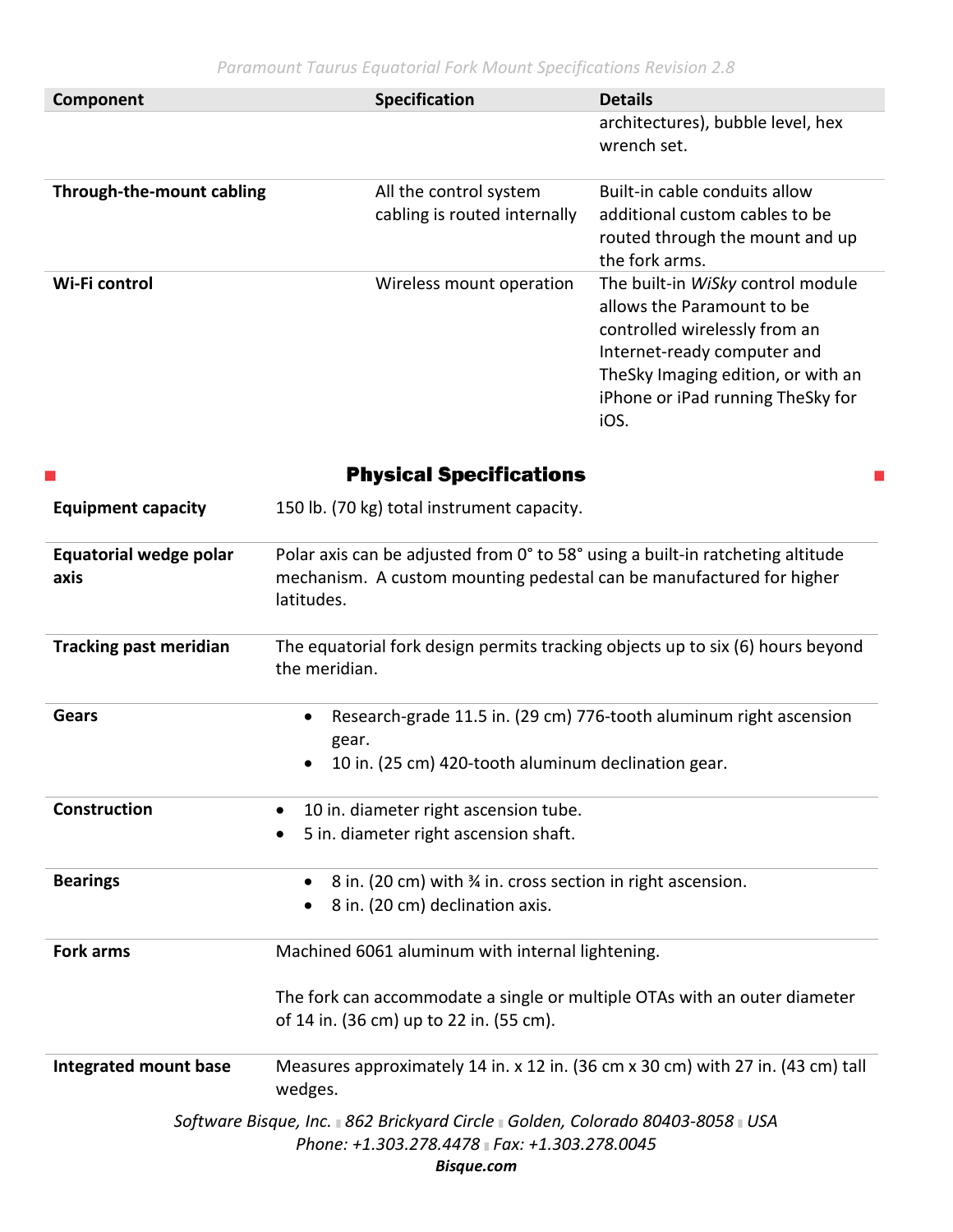| Component | Specification | Details |
|---|---|---|
| | | architectures), bubble level, hex wrench set. |
| **Through-the-mount cabling** | All the control system cabling is routed internally | Built-in cable conduits allow additional custom cables to be routed through the mount and up the fork arms. |
| **Wi-Fi control** | Wireless mount operation | The built-in *WiSky* control module allows the Paramount to be controlled wirelessly from an Internet-ready computer and TheSky Imaging edition, or with an iPhone or iPad running TheSky for iOS. |

## Physical Specifications

| | |
|---|---|
| **Equipment capacity** | 150 lb. (70 kg) total instrument capacity. |
| **Equatorial wedge polar axis** | Polar axis can be adjusted from 0° to 58° using a built-in ratcheting altitude mechanism. A custom mounting pedestal can be manufactured for higher latitudes. |
| **Tracking past meridian** | The equatorial fork design permits tracking objects up to six (6) hours beyond the meridian. |
| **Gears** | • Research-grade 11.5 in. (29 cm) 776-tooth aluminum right ascension gear.<br>• 10 in. (25 cm) 420-tooth aluminum declination gear. |
| **Construction** | • 10 in. diameter right ascension tube.<br>• 5 in. diameter right ascension shaft. |
| **Bearings** | • 8 in. (20 cm) with ¾ in. cross section in right ascension.<br>• 8 in. (20 cm) declination axis. |
| **Fork arms** | Machined 6061 aluminum with internal lightening.<br><br>The fork can accommodate a single or multiple OTAs with an outer diameter of 14 in. (36 cm) up to 22 in. (55 cm). |
| **Integrated mount base** | Measures approximately 14 in. x 12 in. (36 cm x 30 cm) with 27 in. (43 cm) tall wedges. |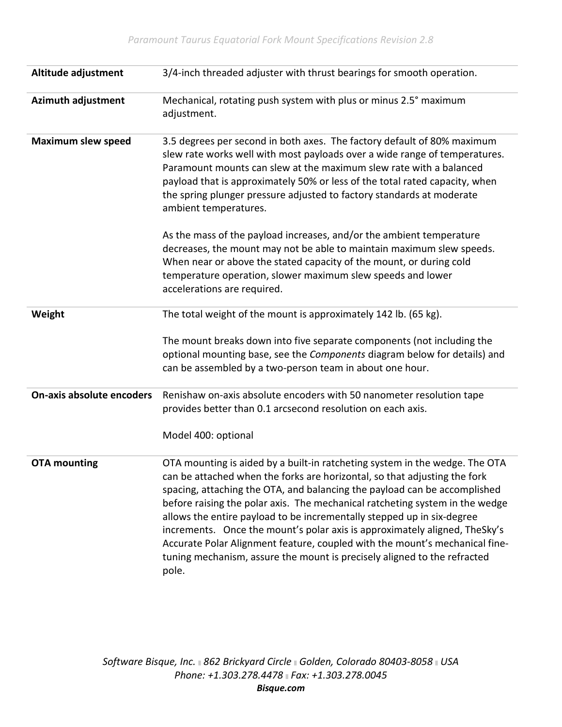| | |
|---|---|
| **Altitude adjustment** | 3/4-inch threaded adjuster with thrust bearings for smooth operation. |
| **Azimuth adjustment** | Mechanical, rotating push system with plus or minus 2.5° maximum adjustment. |
| **Maximum slew speed** | 3.5 degrees per second in both axes. The factory default of 80% maximum slew rate works well with most payloads over a wide range of temperatures. Paramount mounts can slew at the maximum slew rate with a balanced payload that is approximately 50% or less of the total rated capacity, when the spring plunger pressure adjusted to factory standards at moderate ambient temperatures.<br><br>As the mass of the payload increases, and/or the ambient temperature decreases, the mount may not be able to maintain maximum slew speeds. When near or above the stated capacity of the mount, or during cold temperature operation, slower maximum slew speeds and lower accelerations are required. |
| **Weight** | The total weight of the mount is approximately 142 lb. (65 kg).<br><br>The mount breaks down into five separate components (not including the optional mounting base, see the *Components* diagram below for details) and can be assembled by a two-person team in about one hour. |
| **On-axis absolute encoders** | Renishaw on-axis absolute encoders with 50 nanometer resolution tape provides better than 0.1 arcsecond resolution on each axis.<br><br>Model 400: optional |
| **OTA mounting** | OTA mounting is aided by a built-in ratcheting system in the wedge. The OTA can be attached when the forks are horizontal, so that adjusting the fork spacing, attaching the OTA, and balancing the payload can be accomplished before raising the polar axis. The mechanical ratcheting system in the wedge allows the entire payload to be incrementally stepped up in six-degree increments. Once the mount's polar axis is approximately aligned, TheSky's Accurate Polar Alignment feature, coupled with the mount's mechanical fine-tuning mechanism, assure the mount is precisely aligned to the refracted pole. |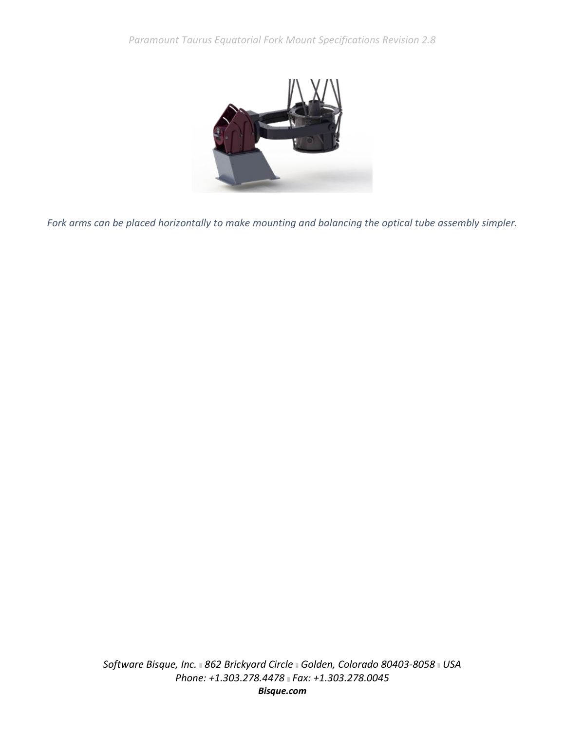*Fork arms can be placed horizontally to make mounting and balancing the optical tube assembly simpler.*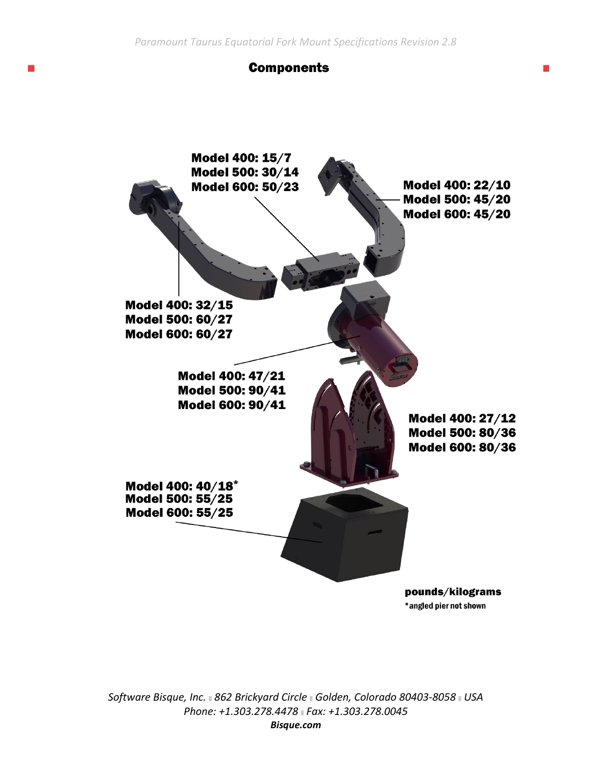## Components

Model 400: 15/7
Model 500: 30/14
Model 600: 50/23

Model 400: 22/10
Model 500: 45/20
Model 600: 45/20

Model 400: 32/15
Model 500: 60/27
Model 600: 60/27

Model 400: 47/21
Model 500: 90/41
Model 600: 90/41

Model 400: 27/12
Model 500: 80/36
Model 600: 80/36

Model 400: 40/18*
Model 500: 55/25
Model 600: 55/25

**pounds/kilograms**

*angled pier not shown

*Software Bisque, Inc. ▪ 862 Brickyard Circle ▪ Golden, Colorado 80403-8058 ▪ USA*
*Phone: +1.303.278.4478 ▪ Fax: +1.303.278.0045*
***Bisque.com***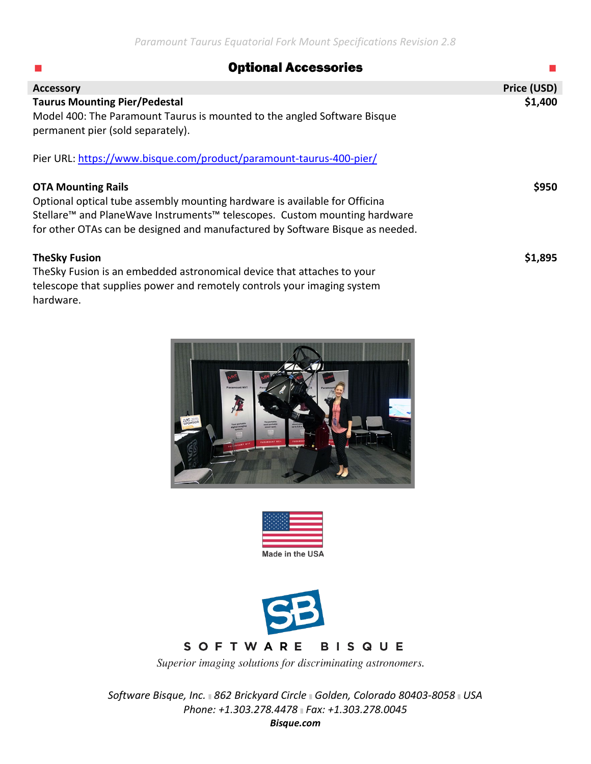## Optional Accessories

| Accessory | Price (USD) |
| --- | --- |
| **Taurus Mounting Pier/Pedestal**<br>Model 400: The Paramount Taurus is mounted to the angled Software Bisque permanent pier (sold separately).<br><br>Pier URL: https://www.bisque.com/product/paramount-taurus-400-pier/ | **$1,400** |
| **OTA Mounting Rails**<br>Optional optical tube assembly mounting hardware is available for Officina Stellare™ and PlaneWave Instruments™ telescopes. Custom mounting hardware for other OTAs can be designed and manufactured by Software Bisque as needed. | **$950** |
| **TheSky Fusion**<br>TheSky Fusion is an embedded astronomical device that attaches to your telescope that supplies power and remotely controls your imaging system hardware. | **$1,895** |

Made in the USA

SOFTWARE BISQUE

*Superior imaging solutions for discriminating astronomers.*

*Software Bisque, Inc. ▪ 862 Brickyard Circle ▪ Golden, Colorado 80403-8058 ▪ USA*
*Phone: +1.303.278.4478 ▪ Fax: +1.303.278.0045*
***Bisque.com***